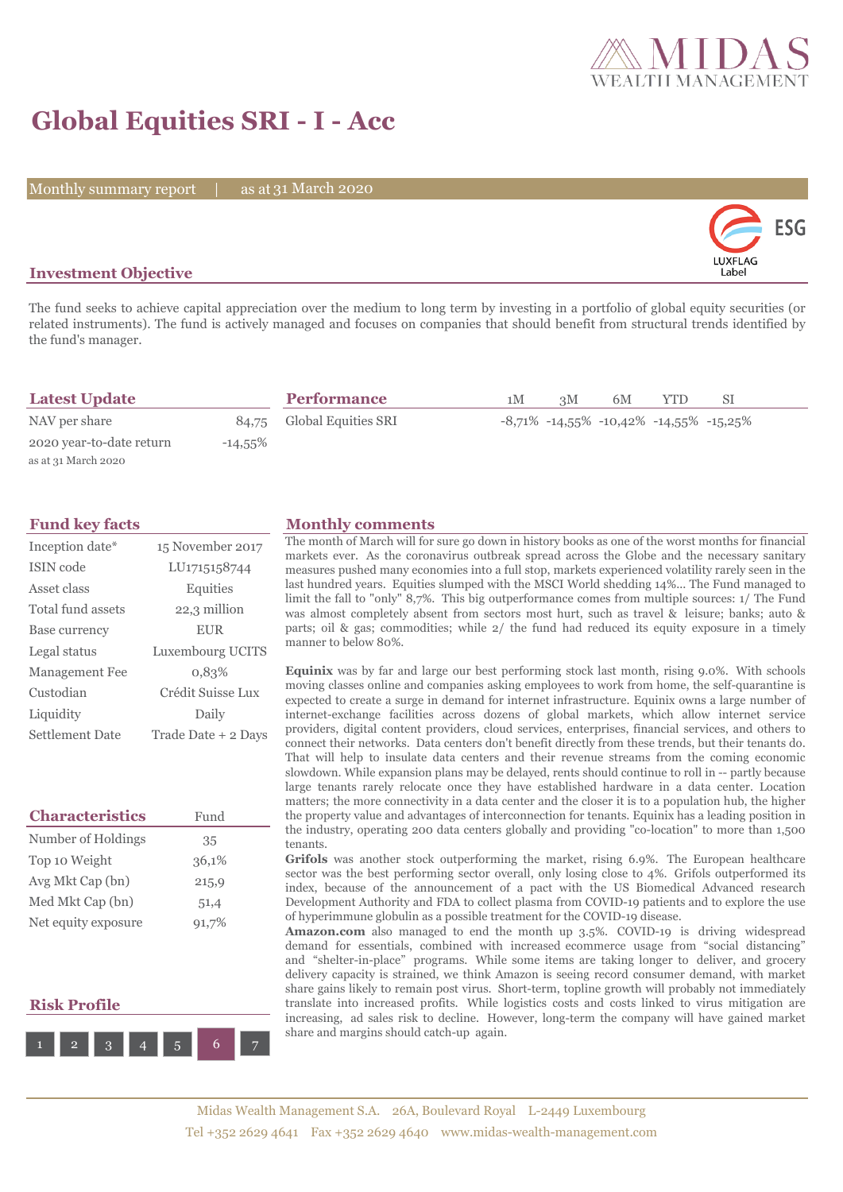# Global Equities SRI - I - Acc

Monthly summary report | as at 31 March 2020

## Investment Objective

The fund seeks to achieve capital appreciation over the medium to long term by investing in a portfolio of global equity securities (or related instruments). The fund is actively managed and focuses on companies that should benefit from structural trends identified by the fund's manager.

## Latest Update

| | |
|---|---|
| NAV per share | 84,75 |
| 2020 year-to-date return | -14,55% |

as at 31 March 2020

## Performance

| | 1M | 3M | 6M | YTD | SI |
|---|---|---|---|---|---|
| Global Equities SRI | -8,71% | -14,55% | -10,42% | -14,55% | -15,25% |

## Fund key facts

| | |
|---|---|
| Inception date* | 15 November 2017 |
| ISIN code | LU1715158744 |
| Asset class | Equities |
| Total fund assets | 22,3 million |
| Base currency | EUR |
| Legal status | Luxembourg UCITS |
| Management Fee | 0,83% |
| Custodian | Crédit Suisse Lux |
| Liquidity | Daily |
| Settlement Date | Trade Date + 2 Days |

## Characteristics

| Characteristics | Fund |
|---|---|
| Number of Holdings | 35 |
| Top 10 Weight | 36,1% |
| Avg Mkt Cap (bn) | 215,9 |
| Med Mkt Cap (bn) | 51,4 |
| Net equity exposure | 91,7% |

## Risk Profile

1 2 3 4 5 **6** 7

## Monthly comments

The month of March will for sure go down in history books as one of the worst months for financial markets ever. As the coronavirus outbreak spread across the Globe and the necessary sanitary measures pushed many economies into a full stop, markets experienced volatility rarely seen in the last hundred years. Equities slumped with the MSCI World shedding 14%... The Fund managed to limit the fall to "only" 8,7%. This big outperformance comes from multiple sources: 1/ The Fund was almost completely absent from sectors most hurt, such as travel & leisure; banks; auto & parts; oil & gas; commodities; while 2/ the fund had reduced its equity exposure in a timely manner to below 80%.

**Equinix** was by far and large our best performing stock last month, rising 9.0%. With schools moving classes online and companies asking employees to work from home, the self-quarantine is expected to create a surge in demand for internet infrastructure. Equinix owns a large number of internet-exchange facilities across dozens of global markets, which allow internet service providers, digital content providers, cloud services, enterprises, financial services, and others to connect their networks. Data centers don't benefit directly from these trends, but their tenants do. That will help to insulate data centers and their revenue streams from the coming economic slowdown. While expansion plans may be delayed, rents should continue to roll in -- partly because large tenants rarely relocate once they have established hardware in a data center. Location matters; the more connectivity in a data center and the closer it is to a population hub, the higher the property value and advantages of interconnection for tenants. Equinix has a leading position in the industry, operating 200 data centers globally and providing "co-location" to more than 1,500 tenants.

**Grifols** was another stock outperforming the market, rising 6.9%. The European healthcare sector was the best performing sector overall, only losing close to 4%. Grifols outperformed its index, because of the announcement of a pact with the US Biomedical Advanced research Development Authority and FDA to collect plasma from COVID-19 patients and to explore the use of hyperimmune globulin as a possible treatment for the COVID-19 disease.

**Amazon.com** also managed to end the month up 3.5%. COVID-19 is driving widespread demand for essentials, combined with increased ecommerce usage from "social distancing" and "shelter-in-place" programs. While some items are taking longer to deliver, and grocery delivery capacity is strained, we think Amazon is seeing record consumer demand, with market share gains likely to remain post virus. Short-term, topline growth will probably not immediately translate into increased profits. While logistics costs and costs linked to virus mitigation are increasing, ad sales risk to decline. However, long-term the company will have gained market share and margins should catch-up again.

Midas Wealth Management S.A. 26A, Boulevard Royal L-2449 Luxembourg
Tel +352 2629 4641 Fax +352 2629 4640 www.midas-wealth-management.com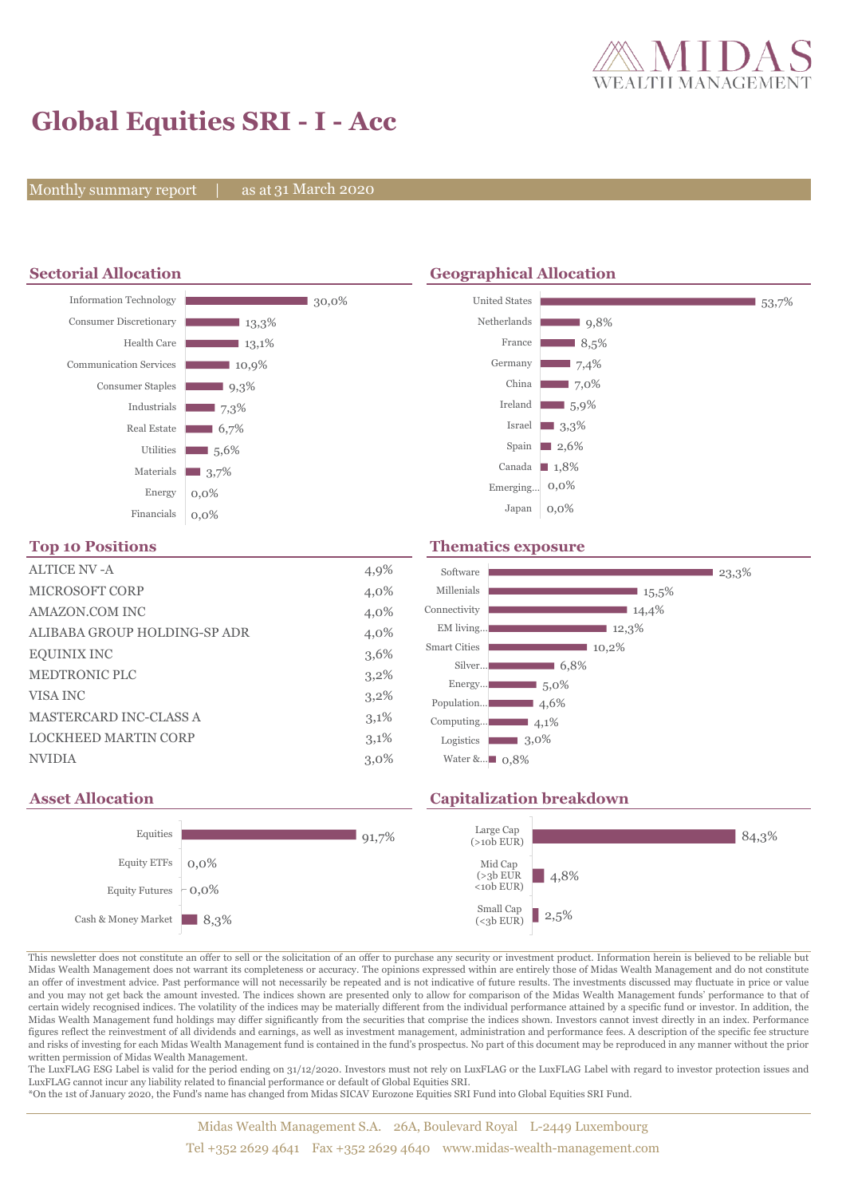# Global Equities SRI - I - Acc

Monthly summary report | as at 31 March 2020

## Sectorial Allocation

Information Technology 30,0%
Consumer Discretionary 13,3%
Health Care 13,1%
Communication Services 10,9%
Consumer Staples 9,3%
Industrials 7,3%
Real Estate 6,7%
Utilities 5,6%
Materials 3,7%
Energy 0,0%
Financials 0,0%

## Geographical Allocation

United States 53,7%
Netherlands 9,8%
France 8,5%
Germany 7,4%
China 7,0%
Ireland 5,9%
Israel 3,3%
Spain 2,6%
Canada 1,8%
Emerging... 0,0%
Japan 0,0%

## Top 10 Positions

| | |
|---|---|
| ALTICE NV -A | 4,9% |
| MICROSOFT CORP | 4,0% |
| AMAZON.COM INC | 4,0% |
| ALIBABA GROUP HOLDING-SP ADR | 4,0% |
| EQUINIX INC | 3,6% |
| MEDTRONIC PLC | 3,2% |
| VISA INC | 3,2% |
| MASTERCARD INC-CLASS A | 3,1% |
| LOCKHEED MARTIN CORP | 3,1% |
| NVIDIA | 3,0% |

## Thematics exposure

Software 23,3%
Millenials 15,5%
Connectivity 14,4%
EM living... 12,3%
Smart Cities 10,2%
Silver... 6,8%
Energy... 5,0%
Population... 4,6%
Computing... 4,1%
Logistics 3,0%
Water &... 0,8%

## Asset Allocation

Equities 91,7%
Equity ETFs 0,0%
Equity Futures 0,0%
Cash & Money Market 8,3%

## Capitalization breakdown

Large Cap (>10b EUR) 84,3%
Mid Cap (>3b EUR <10b EUR) 4,8%
Small Cap (<3b EUR) 2,5%

This newsletter does not constitute an offer to sell or the solicitation of an offer to purchase any security or investment product. Information herein is believed to be reliable but Midas Wealth Management does not warrant its completeness or accuracy. The opinions expressed within are entirely those of Midas Wealth Management and do not constitute an offer of investment advice. Past performance will not necessarily be repeated and is not indicative of future results. The investments discussed may fluctuate in price or value and you may not get back the amount invested. The indices shown are presented only to allow for comparison of the Midas Wealth Management funds' performance to that of certain widely recognised indices. The volatility of the indices may be materially different from the individual performance attained by a specific fund or investor. In addition, the Midas Wealth Management fund holdings may differ significantly from the securities that comprise the indices shown. Investors cannot invest directly in an index. Performance figures reflect the reinvestment of all dividends and earnings, as well as investment management, administration and performance fees. A description of the specific fee structure and risks of investing for each Midas Wealth Management fund is contained in the fund's prospectus. No part of this document may be reproduced in any manner without the prior written permission of Midas Wealth Management.

The LuxFLAG ESG Label is valid for the period ending on 31/12/2020. Investors must not rely on LuxFLAG or the LuxFLAG Label with regard to investor protection issues and LuxFLAG cannot incur any liability related to financial performance or default of Global Equities SRI.

*On the 1st of January 2020, the Fund's name has changed from Midas SICAV Eurozone Equities SRI Fund into Global Equities SRI Fund.

Midas Wealth Management S.A. 26A, Boulevard Royal L-2449 Luxembourg
Tel +352 2629 4641 Fax +352 2629 4640 www.midas-wealth-management.com